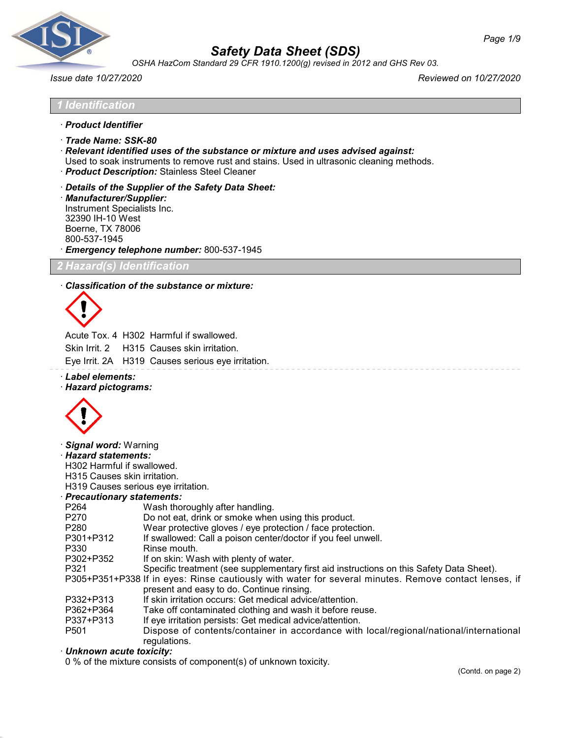# Safety Data Sheet (SDS)

*OSHA HazCom Standard 29 CFR 1910.1200(g) revised in 2012 and GHS Rev 03.*

*Issue date 10/27/2020* *Reviewed on 10/27/2020*

## 1 Identification

· ***Product Identifier***

· ***Trade Name: SSK-80***

· ***Relevant identified uses of the substance or mixture and uses advised against:***
Used to soak instruments to remove rust and stains. Used in ultrasonic cleaning methods.

· ***Product Description:*** Stainless Steel Cleaner

· ***Details of the Supplier of the Safety Data Sheet:***

· ***Manufacturer/Supplier:***
Instrument Specialists Inc.
32390 IH-10 West
Boerne, TX 78006
800-537-1945

· ***Emergency telephone number:*** 800-537-1945

## 2 Hazard(s) Identification

· ***Classification of the substance or mixture:***

Acute Tox. 4 H302 Harmful if swallowed.
Skin Irrit. 2 H315 Causes skin irritation.
Eye Irrit. 2A H319 Causes serious eye irritation.

· ***Label elements:***

· ***Hazard pictograms:***

· ***Signal word:*** Warning

· ***Hazard statements:***
H302 Harmful if swallowed.
H315 Causes skin irritation.
H319 Causes serious eye irritation.

· ***Precautionary statements:***

| | |
|---|---|
| P264 | Wash thoroughly after handling. |
| P270 | Do not eat, drink or smoke when using this product. |
| P280 | Wear protective gloves / eye protection / face protection. |
| P301+P312 | If swallowed: Call a poison center/doctor if you feel unwell. |
| P330 | Rinse mouth. |
| P302+P352 | If on skin: Wash with plenty of water. |
| P321 | Specific treatment (see supplementary first aid instructions on this Safety Data Sheet). |
| P305+P351+P338 | If in eyes: Rinse cautiously with water for several minutes. Remove contact lenses, if present and easy to do. Continue rinsing. |
| P332+P313 | If skin irritation occurs: Get medical advice/attention. |
| P362+P364 | Take off contaminated clothing and wash it before reuse. |
| P337+P313 | If eye irritation persists: Get medical advice/attention. |
| P501 | Dispose of contents/container in accordance with local/regional/national/international regulations. |

· ***Unknown acute toxicity:***
0 % of the mixture consists of component(s) of unknown toxicity.

(Contd. on page 2)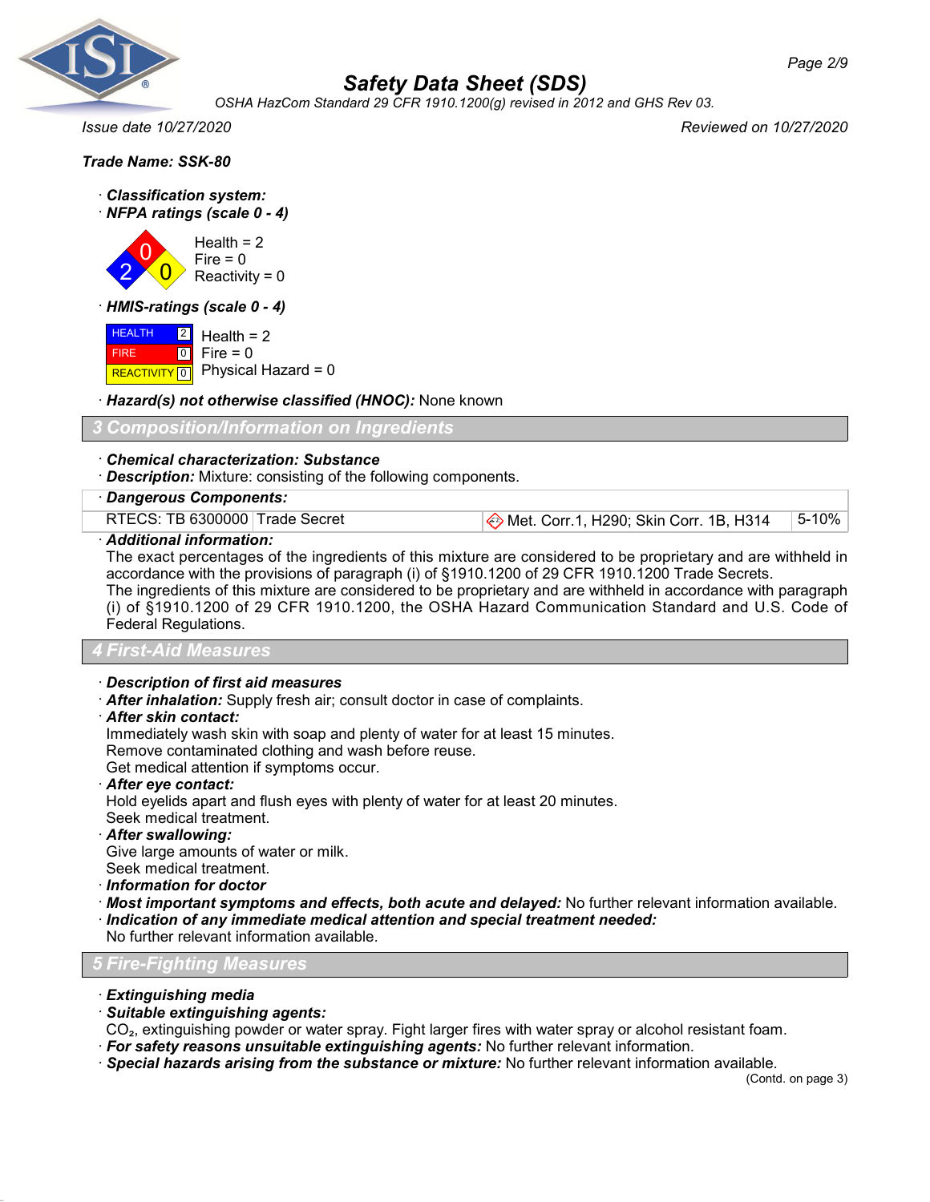Trade Name: SSK-80

· **Classification system:**
· **NFPA ratings (scale 0 - 4)**

Health = 2
Fire = 0
Reactivity = 0

· **HMIS-ratings (scale 0 - 4)**

| | | |
|---|---|---|
| HEALTH | 2 | Health = 2 |
| FIRE | 0 | Fire = 0 |
| REACTIVITY | 0 | Physical Hazard = 0 |

· **Hazard(s) not otherwise classified (HNOC):** None known

## 3 Composition/Information on Ingredients

· **Chemical characterization: Substance**
· **Description:** Mixture: consisting of the following components.

| · Dangerous Components: | | | |
|---|---|---|---|
| RTECS: TB 6300000 | Trade Secret | Met. Corr.1, H290; Skin Corr. 1B, H314 | 5-10% |

· **Additional information:**
The exact percentages of the ingredients of this mixture are considered to be proprietary and are withheld in accordance with the provisions of paragraph (i) of §1910.1200 of 29 CFR 1910.1200 Trade Secrets.
The ingredients of this mixture are considered to be proprietary and are withheld in accordance with paragraph (i) of §1910.1200 of 29 CFR 1910.1200, the OSHA Hazard Communication Standard and U.S. Code of Federal Regulations.

## 4 First-Aid Measures

· **Description of first aid measures**
· **After inhalation:** Supply fresh air; consult doctor in case of complaints.
· **After skin contact:**
Immediately wash skin with soap and plenty of water for at least 15 minutes.
Remove contaminated clothing and wash before reuse.
Get medical attention if symptoms occur.
· **After eye contact:**
Hold eyelids apart and flush eyes with plenty of water for at least 20 minutes.
Seek medical treatment.
· **After swallowing:**
Give large amounts of water or milk.
Seek medical treatment.
· **Information for doctor**
· **Most important symptoms and effects, both acute and delayed:** No further relevant information available.
· **Indication of any immediate medical attention and special treatment needed:**
No further relevant information available.

## 5 Fire-Fighting Measures

· **Extinguishing media**
· **Suitable extinguishing agents:**
$CO_2$, extinguishing powder or water spray. Fight larger fires with water spray or alcohol resistant foam.
· **For safety reasons unsuitable extinguishing agents:** No further relevant information.
· **Special hazards arising from the substance or mixture:** No further relevant information available.

(Contd. on page 3)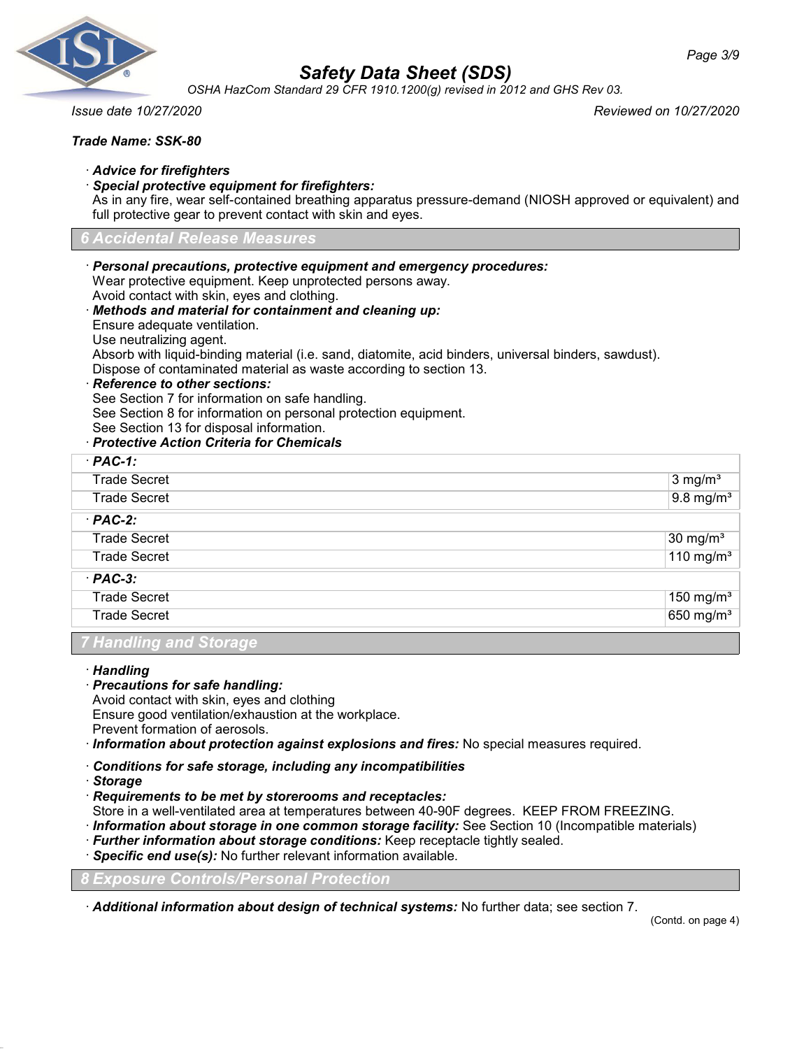**Trade Name: SSK-80**

· ***Advice for firefighters***

· ***Special protective equipment for firefighters:***
As in any fire, wear self-contained breathing apparatus pressure-demand (NIOSH approved or equivalent) and full protective gear to prevent contact with skin and eyes.

## 6 Accidental Release Measures

· ***Personal precautions, protective equipment and emergency procedures:***
Wear protective equipment. Keep unprotected persons away.
Avoid contact with skin, eyes and clothing.

· ***Methods and material for containment and cleaning up:***
Ensure adequate ventilation.
Use neutralizing agent.
Absorb with liquid-binding material (i.e. sand, diatomite, acid binders, universal binders, sawdust).
Dispose of contaminated material as waste according to section 13.

· ***Reference to other sections:***
See Section 7 for information on safe handling.
See Section 8 for information on personal protection equipment.
See Section 13 for disposal information.

· ***Protective Action Criteria for Chemicals***

| · ***PAC-1:*** | |
|---|---|
| Trade Secret | 3 mg/m³ |
| Trade Secret | 9.8 mg/m³ |
| · ***PAC-2:*** | |
| Trade Secret | 30 mg/m³ |
| Trade Secret | 110 mg/m³ |
| · ***PAC-3:*** | |
| Trade Secret | 150 mg/m³ |
| Trade Secret | 650 mg/m³ |

## 7 Handling and Storage

· ***Handling***

· ***Precautions for safe handling:***
Avoid contact with skin, eyes and clothing
Ensure good ventilation/exhaustion at the workplace.
Prevent formation of aerosols.

· ***Information about protection against explosions and fires:*** No special measures required.

· ***Conditions for safe storage, including any incompatibilities***

· ***Storage***

· ***Requirements to be met by storerooms and receptacles:***
Store in a well-ventilated area at temperatures between 40-90F degrees. KEEP FROM FREEZING.

· ***Information about storage in one common storage facility:*** See Section 10 (Incompatible materials)

· ***Further information about storage conditions:*** Keep receptacle tightly sealed.

· ***Specific end use(s):*** No further relevant information available.

## 8 Exposure Controls/Personal Protection

· ***Additional information about design of technical systems:*** No further data; see section 7.

(Contd. on page 4)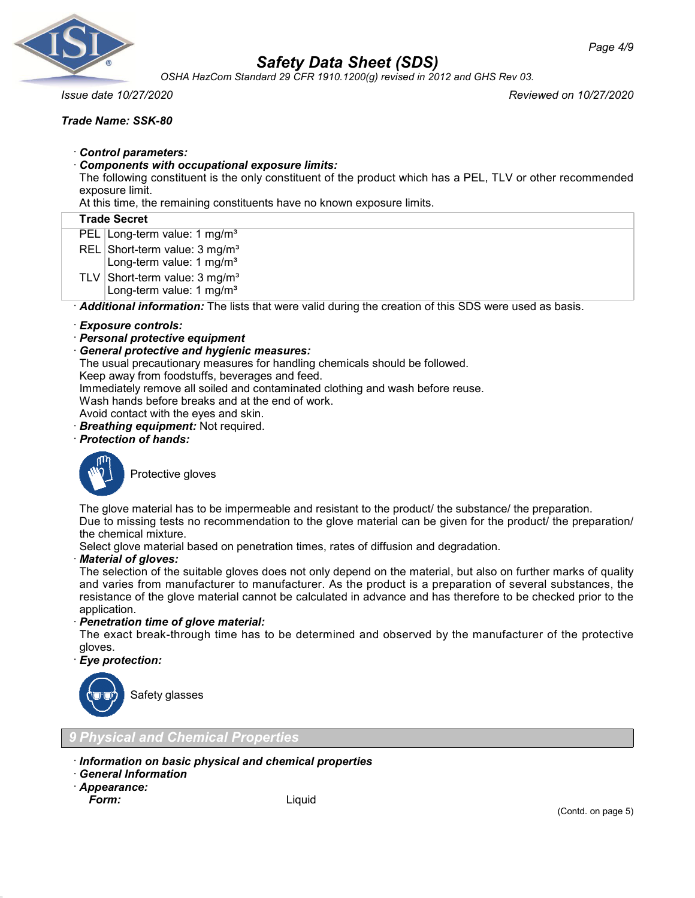**Trade Name: SSK-80**

· **_Control parameters:_**

· **_Components with occupational exposure limits:_**

The following constituent is the only constituent of the product which has a PEL, TLV or other recommended exposure limit.

At this time, the remaining constituents have no known exposure limits.

| **Trade Secret** | |
|---|---|
| PEL | Long-term value: 1 mg/m³ |
| REL | Short-term value: 3 mg/m³<br>Long-term value: 1 mg/m³ |
| TLV | Short-term value: 3 mg/m³<br>Long-term value: 1 mg/m³ |

· **_Additional information:_** The lists that were valid during the creation of this SDS were used as basis.

· **_Exposure controls:_**

· **_Personal protective equipment_**

· **_General protective and hygienic measures:_**

The usual precautionary measures for handling chemicals should be followed.

Keep away from foodstuffs, beverages and feed.

Immediately remove all soiled and contaminated clothing and wash before reuse.

Wash hands before breaks and at the end of work.

Avoid contact with the eyes and skin.

· **_Breathing equipment:_** Not required.

· **_Protection of hands:_**

Protective gloves

The glove material has to be impermeable and resistant to the product/ the substance/ the preparation.

Due to missing tests no recommendation to the glove material can be given for the product/ the preparation/ the chemical mixture.

Select glove material based on penetration times, rates of diffusion and degradation.

· **_Material of gloves:_**

The selection of the suitable gloves does not only depend on the material, but also on further marks of quality and varies from manufacturer to manufacturer. As the product is a preparation of several substances, the resistance of the glove material cannot be calculated in advance and has therefore to be checked prior to the application.

· **_Penetration time of glove material:_**

The exact break-through time has to be determined and observed by the manufacturer of the protective gloves.

· **_Eye protection:_**

Safety glasses

## 9 Physical and Chemical Properties

· **_Information on basic physical and chemical properties_**

· **_General Information_**

· **_Appearance:_**

**_Form:_** Liquid

(Contd. on page 5)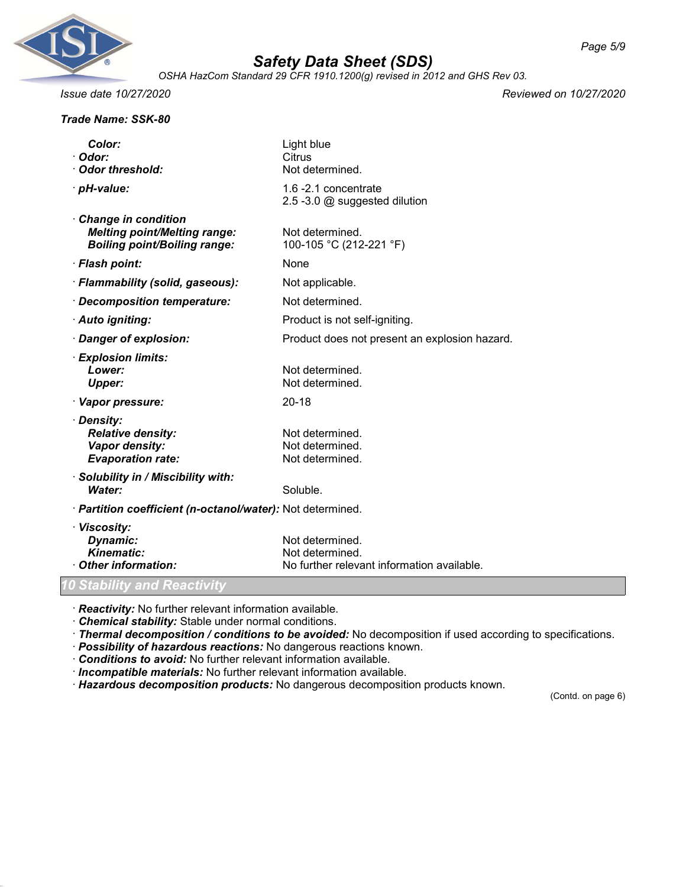**Trade Name: SSK-80**

| | |
|---|---|
| ***Color:*** | Light blue |
| · ***Odor:*** | Citrus |
| · ***Odor threshold:*** | Not determined. |
| · ***pH-value:*** | 1.6 -2.1 concentrate<br>2.5 -3.0 @ suggested dilution |
| · ***Change in condition*** | |
| ***Melting point/Melting range:*** | Not determined. |
| ***Boiling point/Boiling range:*** | 100-105 °C (212-221 °F) |
| · ***Flash point:*** | None |
| · ***Flammability (solid, gaseous):*** | Not applicable. |
| · ***Decomposition temperature:*** | Not determined. |
| · ***Auto igniting:*** | Product is not self-igniting. |
| · ***Danger of explosion:*** | Product does not present an explosion hazard. |
| · ***Explosion limits:*** | |
| ***Lower:*** | Not determined. |
| ***Upper:*** | Not determined. |
| · ***Vapor pressure:*** | 20-18 |
| · ***Density:*** | |
| ***Relative density:*** | Not determined. |
| ***Vapor density:*** | Not determined. |
| ***Evaporation rate:*** | Not determined. |
| · ***Solubility in / Miscibility with:*** | |
| ***Water:*** | Soluble. |
| · ***Partition coefficient (n-octanol/water):*** | Not determined. |
| · ***Viscosity:*** | |
| ***Dynamic:*** | Not determined. |
| ***Kinematic:*** | Not determined. |
| · ***Other information:*** | No further relevant information available. |

## *10 Stability and Reactivity*

· ***Reactivity:*** No further relevant information available.
· ***Chemical stability:*** Stable under normal conditions.
· ***Thermal decomposition / conditions to be avoided:*** No decomposition if used according to specifications.
· ***Possibility of hazardous reactions:*** No dangerous reactions known.
· ***Conditions to avoid:*** No further relevant information available.
· ***Incompatible materials:*** No further relevant information available.
· ***Hazardous decomposition products:*** No dangerous decomposition products known.

(Contd. on page 6)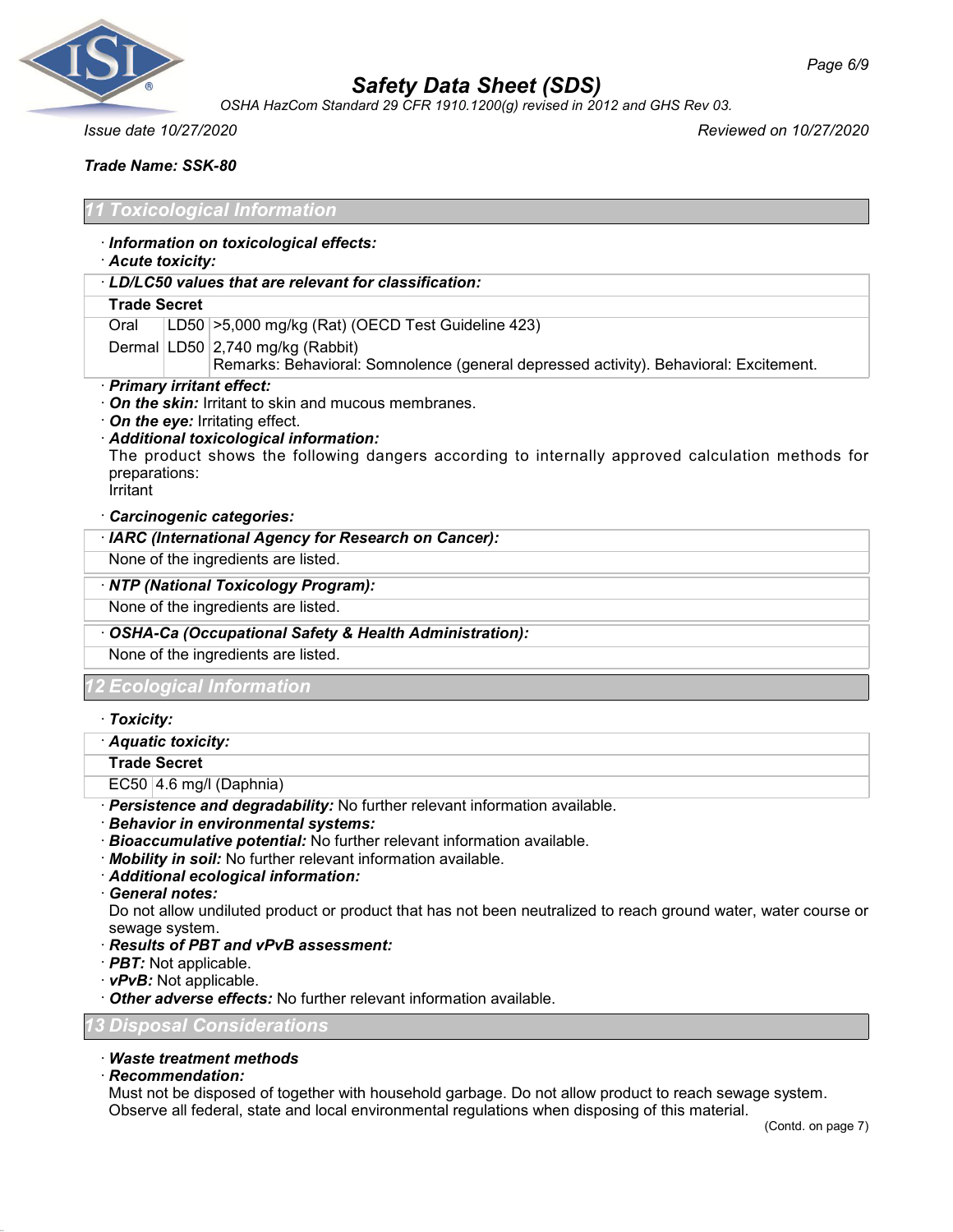## 11 Toxicological Information

· **Information on toxicological effects:**

· **Acute toxicity:**

· **LD/LC50 values that are relevant for classification:**

| **Trade Secret** | | |
|---|---|---|
| Oral | LD50 | >5,000 mg/kg (Rat) (OECD Test Guideline 423) |
| Dermal | LD50 | 2,740 mg/kg (Rabbit)<br>Remarks: Behavioral: Somnolence (general depressed activity). Behavioral: Excitement. |

· **Primary irritant effect:**

· **On the skin:** Irritant to skin and mucous membranes.

· **On the eye:** Irritating effect.

· **Additional toxicological information:**

The product shows the following dangers according to internally approved calculation methods for preparations:

Irritant

· **Carcinogenic categories:**

· **IARC (International Agency for Research on Cancer):**

None of the ingredients are listed.

· **NTP (National Toxicology Program):**

None of the ingredients are listed.

· **OSHA-Ca (Occupational Safety & Health Administration):**

None of the ingredients are listed.

## 12 Ecological Information

· **Toxicity:**

· **Aquatic toxicity:**

| **Trade Secret** | |
|---|---|
| EC50 | 4.6 mg/l (Daphnia) |

· **Persistence and degradability:** No further relevant information available.

· **Behavior in environmental systems:**

· **Bioaccumulative potential:** No further relevant information available.

· **Mobility in soil:** No further relevant information available.

· **Additional ecological information:**

· **General notes:**

Do not allow undiluted product or product that has not been neutralized to reach ground water, water course or sewage system.

· **Results of PBT and vPvB assessment:**

· **PBT:** Not applicable.

· **vPvB:** Not applicable.

· **Other adverse effects:** No further relevant information available.

## 13 Disposal Considerations

· **Waste treatment methods**

· **Recommendation:**

Must not be disposed of together with household garbage. Do not allow product to reach sewage system.
Observe all federal, state and local environmental regulations when disposing of this material.

(Contd. on page 7)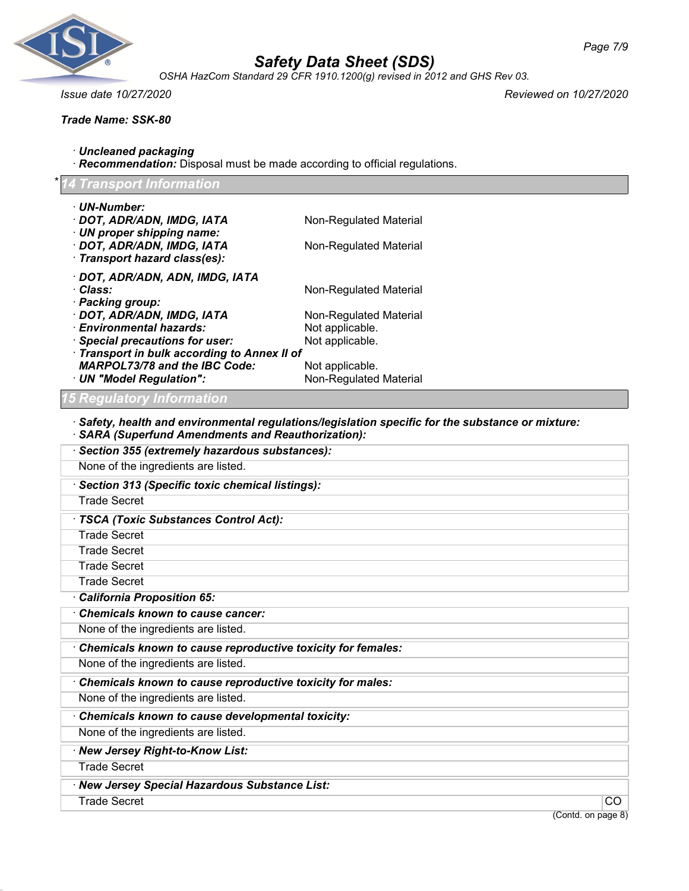**Trade Name: SSK-80**

· ***Uncleaned packaging***
· ***Recommendation:*** Disposal must be made according to official regulations.

## * 14 Transport Information

· ***UN-Number:***
· ***DOT, ADR/ADN, IMDG, IATA*** Non-Regulated Material
· ***UN proper shipping name:***
· ***DOT, ADR/ADN, IMDG, IATA*** Non-Regulated Material
· ***Transport hazard class(es):***

· ***DOT, ADR/ADN, ADN, IMDG, IATA***
· ***Class:*** Non-Regulated Material
· ***Packing group:***
· ***DOT, ADR/ADN, IMDG, IATA*** Non-Regulated Material
· ***Environmental hazards:*** Not applicable.
· ***Special precautions for user:*** Not applicable.
· ***Transport in bulk according to Annex II of MARPOL73/78 and the IBC Code:*** Not applicable.
· ***UN "Model Regulation":*** Non-Regulated Material

## 15 Regulatory Information

· ***Safety, health and environmental regulations/legislation specific for the substance or mixture:***
· ***SARA (Superfund Amendments and Reauthorization):***

| · ***Section 355 (extremely hazardous substances):*** |
|---|
| None of the ingredients are listed. |

| · ***Section 313 (Specific toxic chemical listings):*** |
|---|
| Trade Secret |

| · ***TSCA (Toxic Substances Control Act):*** |
|---|
| Trade Secret |
| Trade Secret |
| Trade Secret |
| Trade Secret |

· ***California Proposition 65:***

| · ***Chemicals known to cause cancer:*** |
|---|
| None of the ingredients are listed. |

| · ***Chemicals known to cause reproductive toxicity for females:*** |
|---|
| None of the ingredients are listed. |

| · ***Chemicals known to cause reproductive toxicity for males:*** |
|---|
| None of the ingredients are listed. |

| · ***Chemicals known to cause developmental toxicity:*** |
|---|
| None of the ingredients are listed. |

| · ***New Jersey Right-to-Know List:*** |
|---|
| Trade Secret |

| · ***New Jersey Special Hazardous Substance List:*** | |
|---|---|
| Trade Secret | CO |

(Contd. on page 8)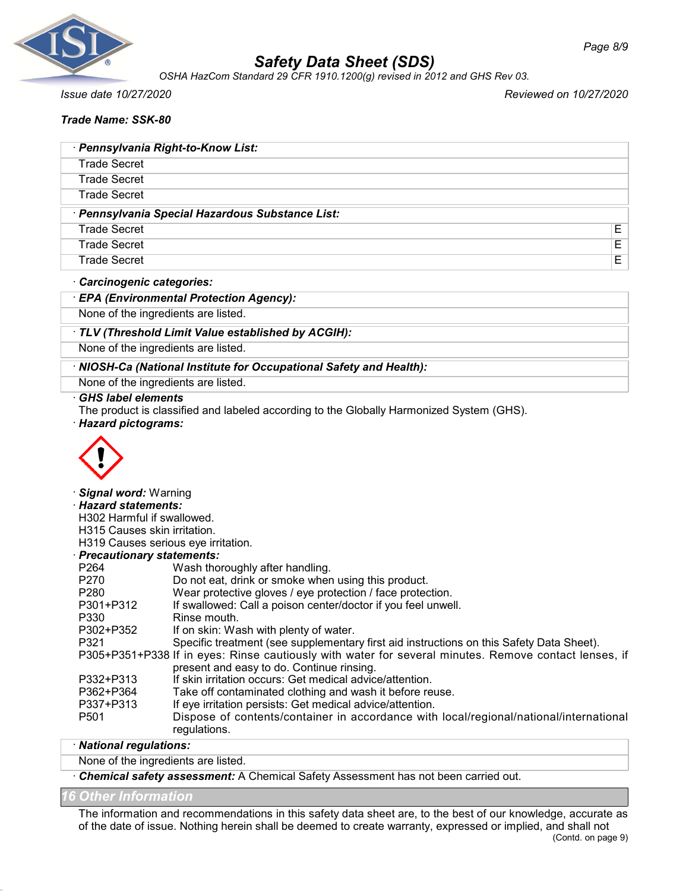**Trade Name: SSK-80**

· ***Pennsylvania Right-to-Know List:***

Trade Secret

Trade Secret

Trade Secret

· ***Pennsylvania Special Hazardous Substance List:***

| | |
|---|---|
| Trade Secret | E |
| Trade Secret | E |
| Trade Secret | E |

· ***Carcinogenic categories:***

· ***EPA (Environmental Protection Agency):***

None of the ingredients are listed.

· ***TLV (Threshold Limit Value established by ACGIH):***

None of the ingredients are listed.

· ***NIOSH-Ca (National Institute for Occupational Safety and Health):***

None of the ingredients are listed.

· ***GHS label elements***

The product is classified and labeled according to the Globally Harmonized System (GHS).

· ***Hazard pictograms:***

· ***Signal word:*** Warning

· ***Hazard statements:***

H302 Harmful if swallowed.
H315 Causes skin irritation.
H319 Causes serious eye irritation.

· ***Precautionary statements:***

| | |
|---|---|
| P264 | Wash thoroughly after handling. |
| P270 | Do not eat, drink or smoke when using this product. |
| P280 | Wear protective gloves / eye protection / face protection. |
| P301+P312 | If swallowed: Call a poison center/doctor if you feel unwell. |
| P330 | Rinse mouth. |
| P302+P352 | If on skin: Wash with plenty of water. |
| P321 | Specific treatment (see supplementary first aid instructions on this Safety Data Sheet). |
| P305+P351+P338 | If in eyes: Rinse cautiously with water for several minutes. Remove contact lenses, if present and easy to do. Continue rinsing. |
| P332+P313 | If skin irritation occurs: Get medical advice/attention. |
| P362+P364 | Take off contaminated clothing and wash it before reuse. |
| P337+P313 | If eye irritation persists: Get medical advice/attention. |
| P501 | Dispose of contents/container in accordance with local/regional/national/international regulations. |

· ***National regulations:***

None of the ingredients are listed.

· ***Chemical safety assessment:*** A Chemical Safety Assessment has not been carried out.

## 16 Other Information

The information and recommendations in this safety data sheet are, to the best of our knowledge, accurate as of the date of issue. Nothing herein shall be deemed to create warranty, expressed or implied, and shall not

(Contd. on page 9)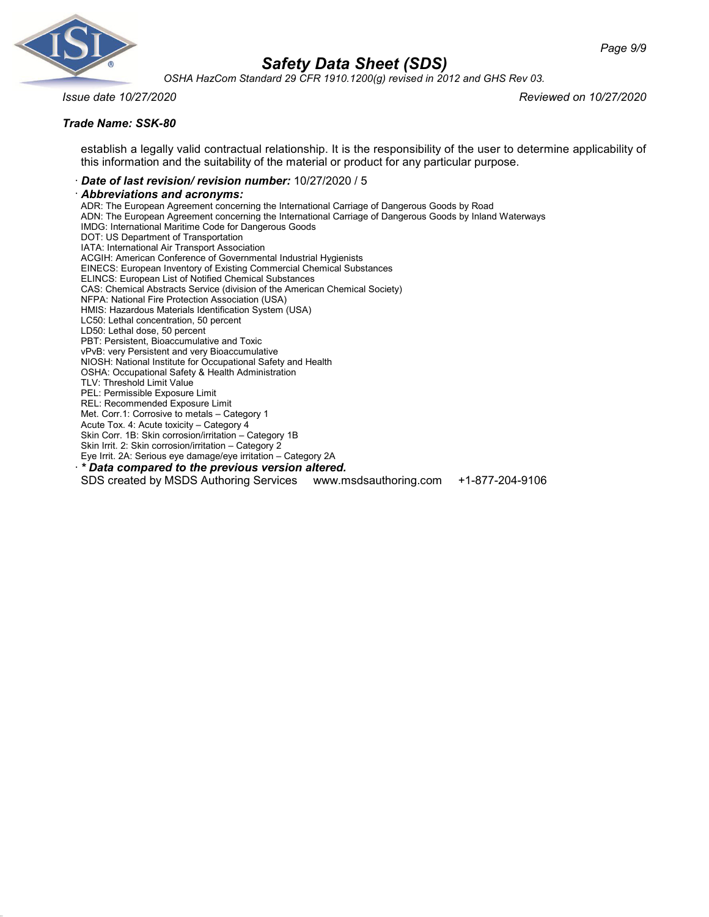**Trade Name: SSK-80**

establish a legally valid contractual relationship. It is the responsibility of the user to determine applicability of this information and the suitability of the material or product for any particular purpose.

· ***Date of last revision/ revision number:*** 10/27/2020 / 5

· ***Abbreviations and acronyms:***

ADR: The European Agreement concerning the International Carriage of Dangerous Goods by Road
ADN: The European Agreement concerning the International Carriage of Dangerous Goods by Inland Waterways
IMDG: International Maritime Code for Dangerous Goods
DOT: US Department of Transportation
IATA: International Air Transport Association
ACGIH: American Conference of Governmental Industrial Hygienists
EINECS: European Inventory of Existing Commercial Chemical Substances
ELINCS: European List of Notified Chemical Substances
CAS: Chemical Abstracts Service (division of the American Chemical Society)
NFPA: National Fire Protection Association (USA)
HMIS: Hazardous Materials Identification System (USA)
LC50: Lethal concentration, 50 percent
LD50: Lethal dose, 50 percent
PBT: Persistent, Bioaccumulative and Toxic
vPvB: very Persistent and very Bioaccumulative
NIOSH: National Institute for Occupational Safety and Health
OSHA: Occupational Safety & Health Administration
TLV: Threshold Limit Value
PEL: Permissible Exposure Limit
REL: Recommended Exposure Limit
Met. Corr.1: Corrosive to metals – Category 1
Acute Tox. 4: Acute toxicity – Category 4
Skin Corr. 1B: Skin corrosion/irritation – Category 1B
Skin Irrit. 2: Skin corrosion/irritation – Category 2
Eye Irrit. 2A: Serious eye damage/eye irritation – Category 2A

· ***\* Data compared to the previous version altered.***

SDS created by MSDS Authoring Services www.msdsauthoring.com +1-877-204-9106